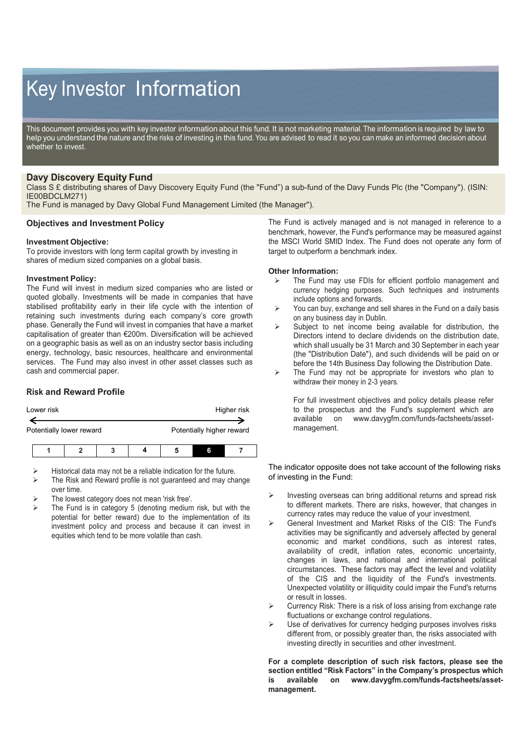# Key Investor Information

This document provides you with key investor information about this fund. It is not marketing material. The information is required by law to help you understand the nature and the risks of investing in this fund. You are advised to read it so you can make an informed decision about whether to invest.

## Davy Discovery Equity Fund

Class S £ distributing shares of Davy Discovery Equity Fund (the "Fund") a sub-fund of the Davy Funds Plc (the "Company"). (ISIN: IE00BDCLM271)

The Fund is managed by Davy Global Fund Management Limited (the Manager").

### Objectives and Investment Policy

**Investment Objective:**

To provide investors with long term capital growth by investing in shares of medium sized companies on a global basis.

**Investment Policy:**

The Fund will invest in medium sized companies who are listed or quoted globally. Investments will be made in companies that have stabilised profitability early in their life cycle with the intention of retaining such investments during each company's core growth phase. Generally the Fund will invest in companies that have a market capitalisation of greater than €200m. Diversification will be achieved on a geographic basis as well as on an industry sector basis including energy, technology, basic resources, healthcare and environmental services. The Fund may also invest in other asset classes such as cash and commercial paper.

The Fund is actively managed and is not managed in reference to a benchmark, however, the Fund's performance may be measured against the MSCI World SMID Index. The Fund does not operate any form of target to outperform a benchmark index.

**Other Information:**

- The Fund may use FDIs for efficient portfolio management and currency hedging purposes. Such techniques and instruments include options and forwards.
- You can buy, exchange and sell shares in the Fund on a daily basis on any business day in Dublin.
- Subject to net income being available for distribution, the Directors intend to declare dividends on the distribution date, which shall usually be 31 March and 30 September in each year (the "Distribution Date"), and such dividends will be paid on or before the 14th Business Day following the Distribution Date.
- The Fund may not be appropriate for investors who plan to withdraw their money in 2-3 years.

For full investment objectives and policy details please refer to the prospectus and the Fund's supplement which are available on www.davygfm.com/funds-factsheets/asset-management.

### Risk and Reward Profile

Lower risk ← → Higher risk

Potentially lower reward — Potentially higher reward

| 1 | 2 | 3 | 4 | 5 | **6** | 7 |
|---|---|---|---|---|---|---|

- Historical data may not be a reliable indication for the future.
- The Risk and Reward profile is not guaranteed and may change over time.
- The lowest category does not mean 'risk free'.
- The Fund is in category 5 (denoting medium risk, but with the potential for better reward) due to the implementation of its investment policy and process and because it can invest in equities which tend to be more volatile than cash.

The indicator opposite does not take account of the following risks of investing in the Fund:

- Investing overseas can bring additional returns and spread risk to different markets. There are risks, however, that changes in currency rates may reduce the value of your investment.
- General Investment and Market Risks of the CIS: The Fund's activities may be significantly and adversely affected by general economic and market conditions, such as interest rates, availability of credit, inflation rates, economic uncertainty, changes in laws, and national and international political circumstances. These factors may affect the level and volatility of the CIS and the liquidity of the Fund's investments. Unexpected volatility or illiquidity could impair the Fund's returns or result in losses.
- Currency Risk: There is a risk of loss arising from exchange rate fluctuations or exchange control regulations.
- Use of derivatives for currency hedging purposes involves risks different from, or possibly greater than, the risks associated with investing directly in securities and other investment.

**For a complete description of such risk factors, please see the section entitled "Risk Factors" in the Company's prospectus which is available on www.davygfm.com/funds-factsheets/asset-management.**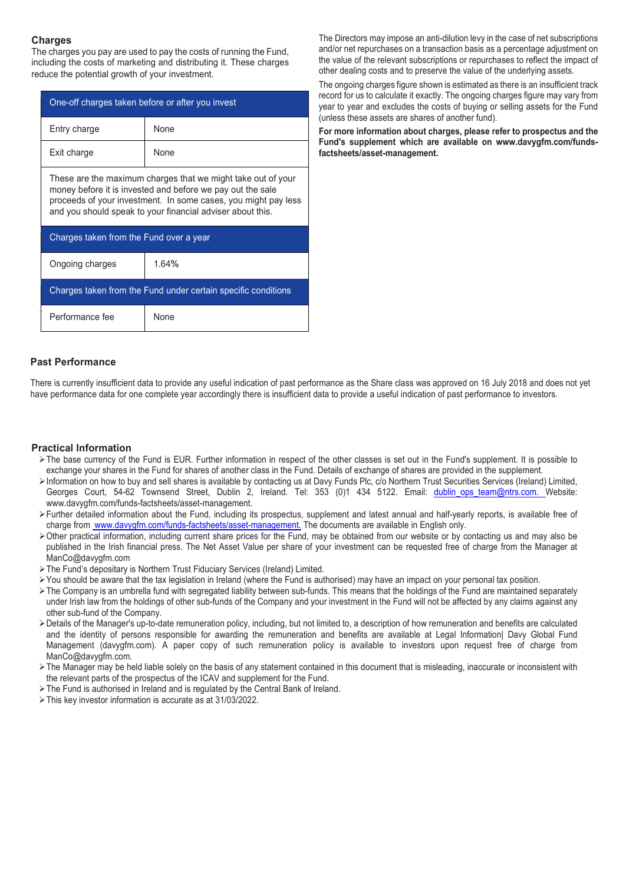## Charges

The charges you pay are used to pay the costs of running the Fund, including the costs of marketing and distributing it. These charges reduce the potential growth of your investment.

| | |
|---|---|
| **One-off charges taken before or after you invest** | |
| Entry charge | None |
| Exit charge | None |
| These are the maximum charges that we might take out of your money before it is invested and before we pay out the sale proceeds of your investment. In some cases, you might pay less and you should speak to your financial adviser about this. | |
| **Charges taken from the Fund over a year** | |
| Ongoing charges | 1.64% |
| **Charges taken from the Fund under certain specific conditions** | |
| Performance fee | None |

The Directors may impose an anti-dilution levy in the case of net subscriptions and/or net repurchases on a transaction basis as a percentage adjustment on the value of the relevant subscriptions or repurchases to reflect the impact of other dealing costs and to preserve the value of the underlying assets.

The ongoing charges figure shown is estimated as there is an insufficient track record for us to calculate it exactly. The ongoing charges figure may vary from year to year and excludes the costs of buying or selling assets for the Fund (unless these assets are shares of another fund).

**For more information about charges, please refer to prospectus and the Fund's supplement which are available on www.davygfm.com/funds-factsheets/asset-management.**

## Past Performance

There is currently insufficient data to provide any useful indication of past performance as the Share class was approved on 16 July 2018 and does not yet have performance data for one complete year accordingly there is insufficient data to provide a useful indication of past performance to investors.

## Practical Information

- The base currency of the Fund is EUR. Further information in respect of the other classes is set out in the Fund's supplement. It is possible to exchange your shares in the Fund for shares of another class in the Fund. Details of exchange of shares are provided in the supplement.
- Information on how to buy and sell shares is available by contacting us at Davy Funds Plc, c/o Northern Trust Securities Services (Ireland) Limited, Georges Court, 54-62 Townsend Street, Dublin 2, Ireland. Tel: 353 (0)1 434 5122. Email: dublin_ops_team@ntrs.com. Website: www.davygfm.com/funds-factsheets/asset-management.
- Further detailed information about the Fund, including its prospectus, supplement and latest annual and half-yearly reports, is available free of charge from www.davygfm.com/funds-factsheets/asset-management. The documents are available in English only.
- Other practical information, including current share prices for the Fund, may be obtained from our website or by contacting us and may also be published in the Irish financial press. The Net Asset Value per share of your investment can be requested free of charge from the Manager at ManCo@davygfm.com
- The Fund's depositary is Northern Trust Fiduciary Services (Ireland) Limited.
- You should be aware that the tax legislation in Ireland (where the Fund is authorised) may have an impact on your personal tax position.
- The Company is an umbrella fund with segregated liability between sub-funds. This means that the holdings of the Fund are maintained separately under Irish law from the holdings of other sub-funds of the Company and your investment in the Fund will not be affected by any claims against any other sub-fund of the Company.
- Details of the Manager's up-to-date remuneration policy, including, but not limited to, a description of how remuneration and benefits are calculated and the identity of persons responsible for awarding the remuneration and benefits are available at Legal Information| Davy Global Fund Management (davygfm.com). A paper copy of such remuneration policy is available to investors upon request free of charge from ManCo@davygfm.com.
- The Manager may be held liable solely on the basis of any statement contained in this document that is misleading, inaccurate or inconsistent with the relevant parts of the prospectus of the ICAV and supplement for the Fund.
- The Fund is authorised in Ireland and is regulated by the Central Bank of Ireland.
- This key investor information is accurate as at 31/03/2022.